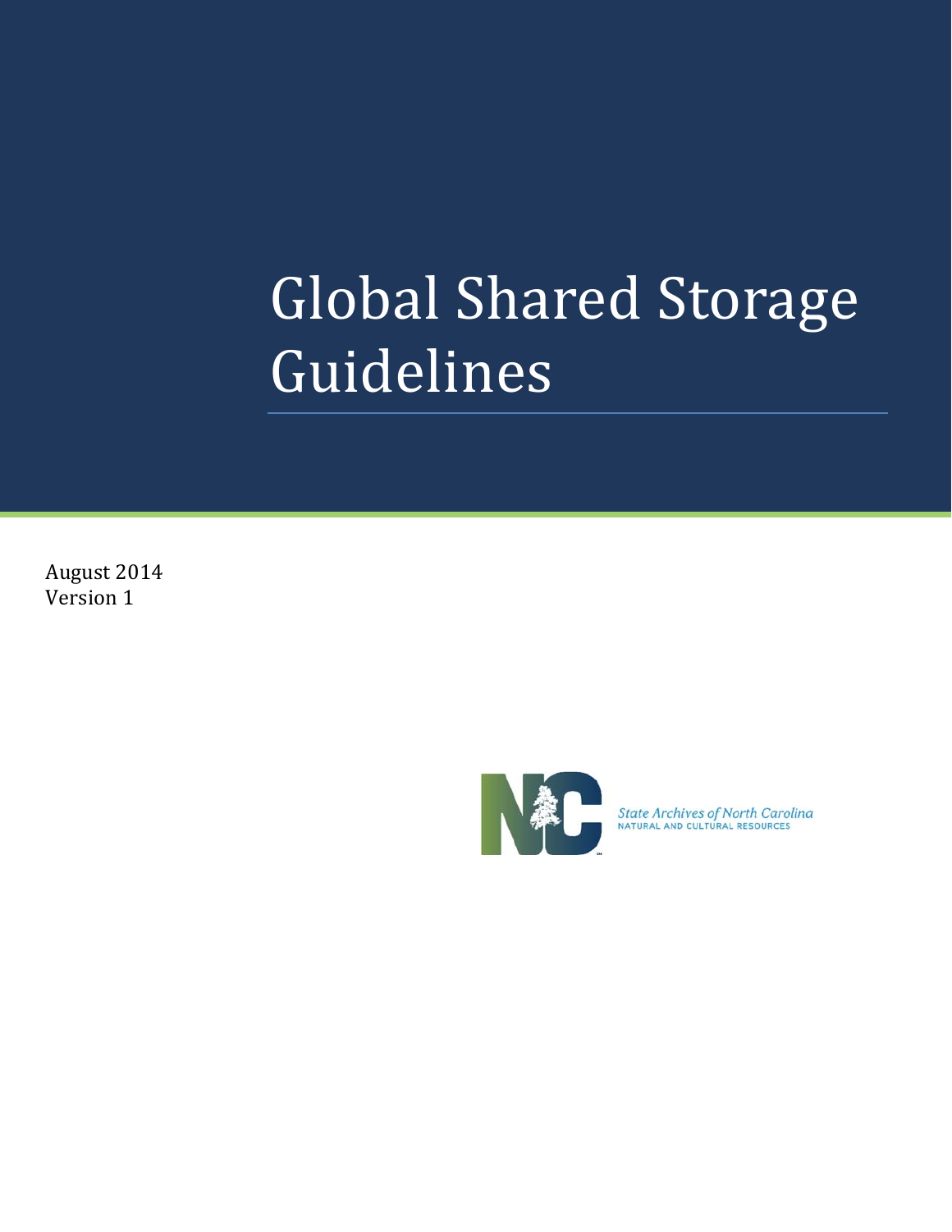# Global Shared Storage Guidelines

August 2014
Version 1

State Archives of North Carolina
NATURAL AND CULTURAL RESOURCES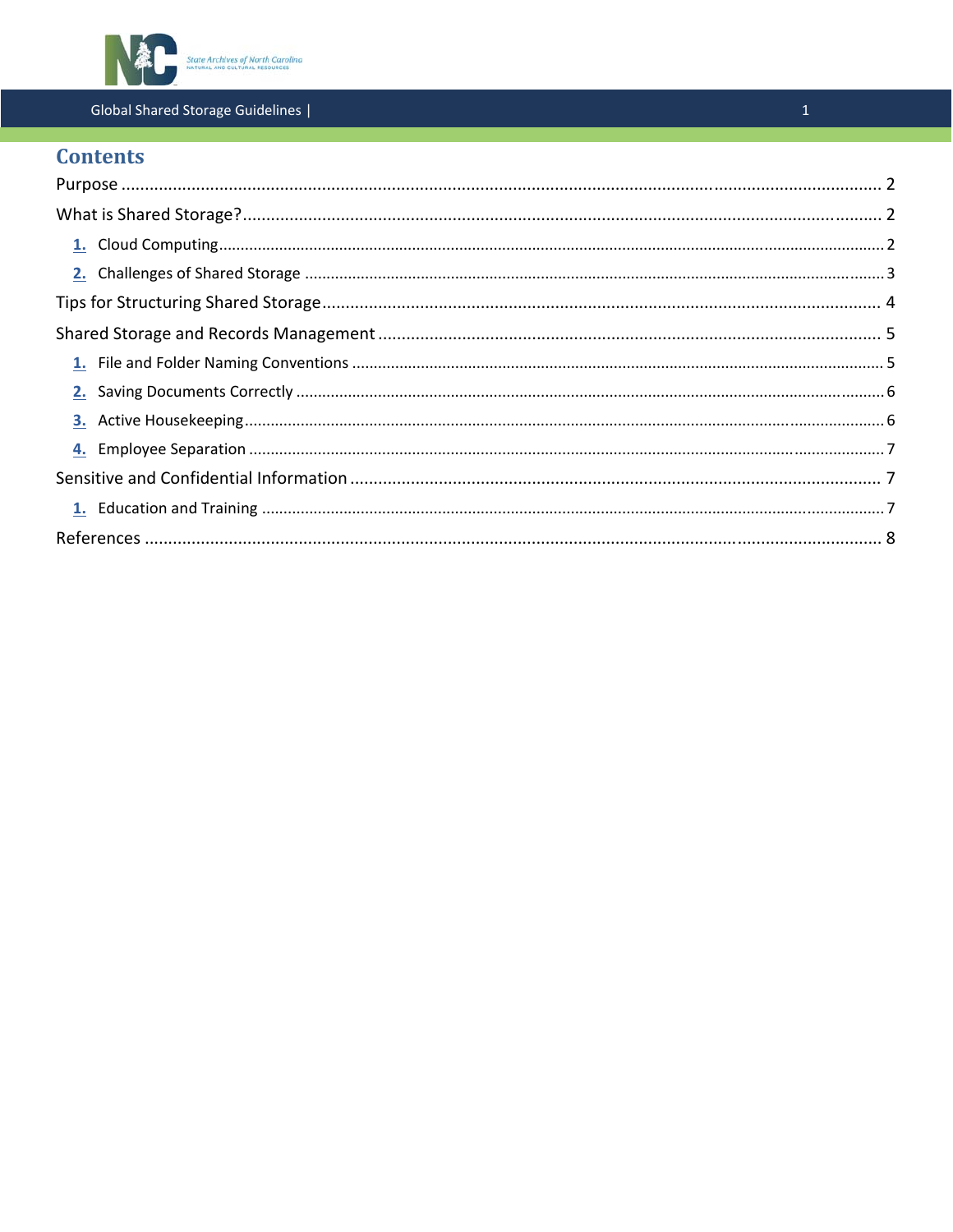## Contents

Purpose ........................................................................................................................................ 2

What is Shared Storage? ............................................................................................................. 2

1. Cloud Computing ........................................................................................................................ 2
2. Challenges of Shared Storage ..................................................................................................... 3

Tips for Structuring Shared Storage .............................................................................................. 4

Shared Storage and Records Management .................................................................................. 5

1. File and Folder Naming Conventions .......................................................................................... 5
2. Saving Documents Correctly ....................................................................................................... 6
3. Active Housekeeping ................................................................................................................... 6
4. Employee Separation ................................................................................................................... 7

Sensitive and Confidential Information ......................................................................................... 7

1. Education and Training ............................................................................................................... 7

References .................................................................................................................................... 8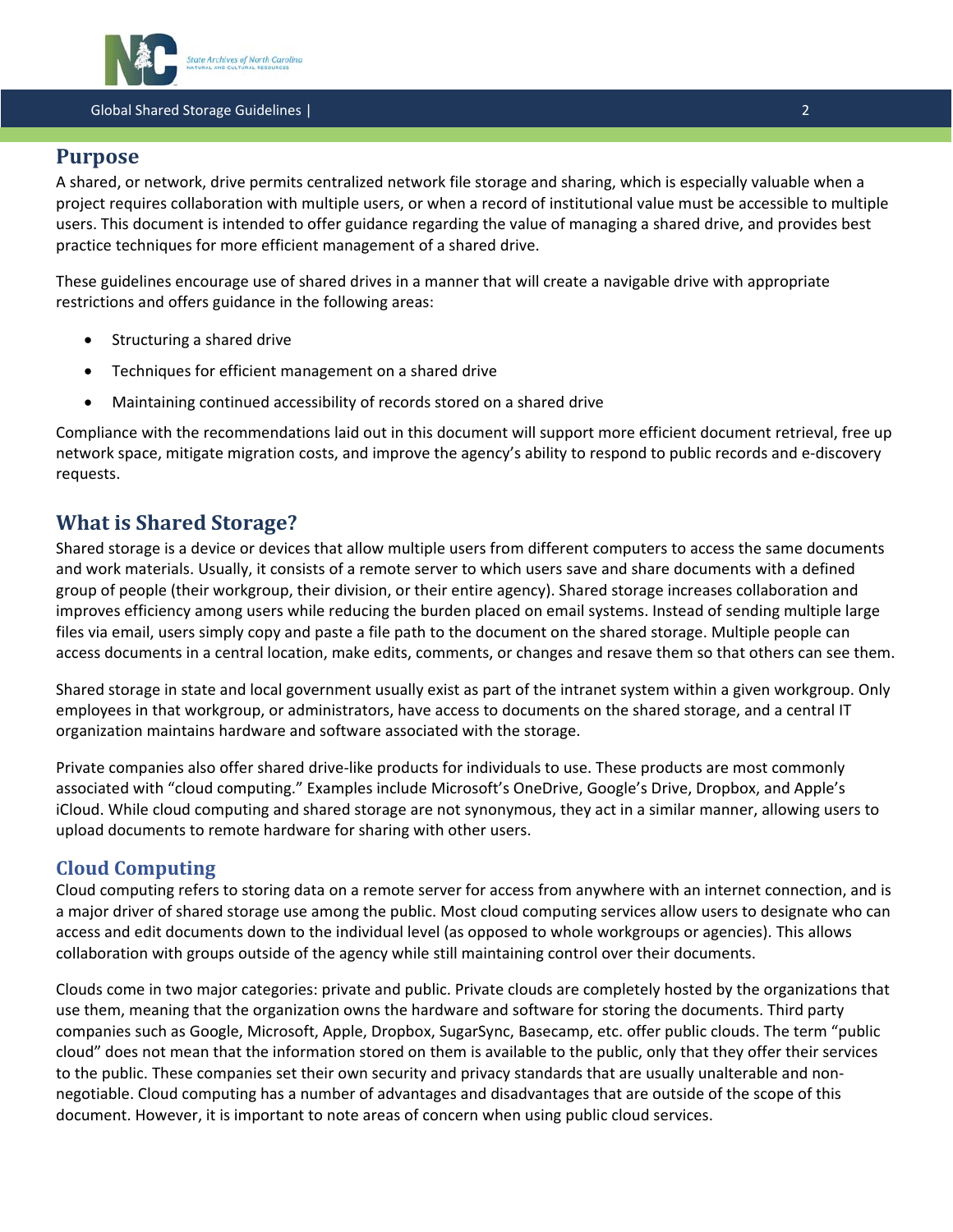## Purpose

A shared, or network, drive permits centralized network file storage and sharing, which is especially valuable when a project requires collaboration with multiple users, or when a record of institutional value must be accessible to multiple users. This document is intended to offer guidance regarding the value of managing a shared drive, and provides best practice techniques for more efficient management of a shared drive.

These guidelines encourage use of shared drives in a manner that will create a navigable drive with appropriate restrictions and offers guidance in the following areas:

- Structuring a shared drive
- Techniques for efficient management on a shared drive
- Maintaining continued accessibility of records stored on a shared drive

Compliance with the recommendations laid out in this document will support more efficient document retrieval, free up network space, mitigate migration costs, and improve the agency's ability to respond to public records and e-discovery requests.

## What is Shared Storage?

Shared storage is a device or devices that allow multiple users from different computers to access the same documents and work materials. Usually, it consists of a remote server to which users save and share documents with a defined group of people (their workgroup, their division, or their entire agency). Shared storage increases collaboration and improves efficiency among users while reducing the burden placed on email systems. Instead of sending multiple large files via email, users simply copy and paste a file path to the document on the shared storage. Multiple people can access documents in a central location, make edits, comments, or changes and resave them so that others can see them.

Shared storage in state and local government usually exist as part of the intranet system within a given workgroup. Only employees in that workgroup, or administrators, have access to documents on the shared storage, and a central IT organization maintains hardware and software associated with the storage.

Private companies also offer shared drive-like products for individuals to use. These products are most commonly associated with "cloud computing." Examples include Microsoft's OneDrive, Google's Drive, Dropbox, and Apple's iCloud. While cloud computing and shared storage are not synonymous, they act in a similar manner, allowing users to upload documents to remote hardware for sharing with other users.

### Cloud Computing

Cloud computing refers to storing data on a remote server for access from anywhere with an internet connection, and is a major driver of shared storage use among the public. Most cloud computing services allow users to designate who can access and edit documents down to the individual level (as opposed to whole workgroups or agencies). This allows collaboration with groups outside of the agency while still maintaining control over their documents.

Clouds come in two major categories: private and public. Private clouds are completely hosted by the organizations that use them, meaning that the organization owns the hardware and software for storing the documents. Third party companies such as Google, Microsoft, Apple, Dropbox, SugarSync, Basecamp, etc. offer public clouds. The term "public cloud" does not mean that the information stored on them is available to the public, only that they offer their services to the public. These companies set their own security and privacy standards that are usually unalterable and non-negotiable. Cloud computing has a number of advantages and disadvantages that are outside of the scope of this document. However, it is important to note areas of concern when using public cloud services.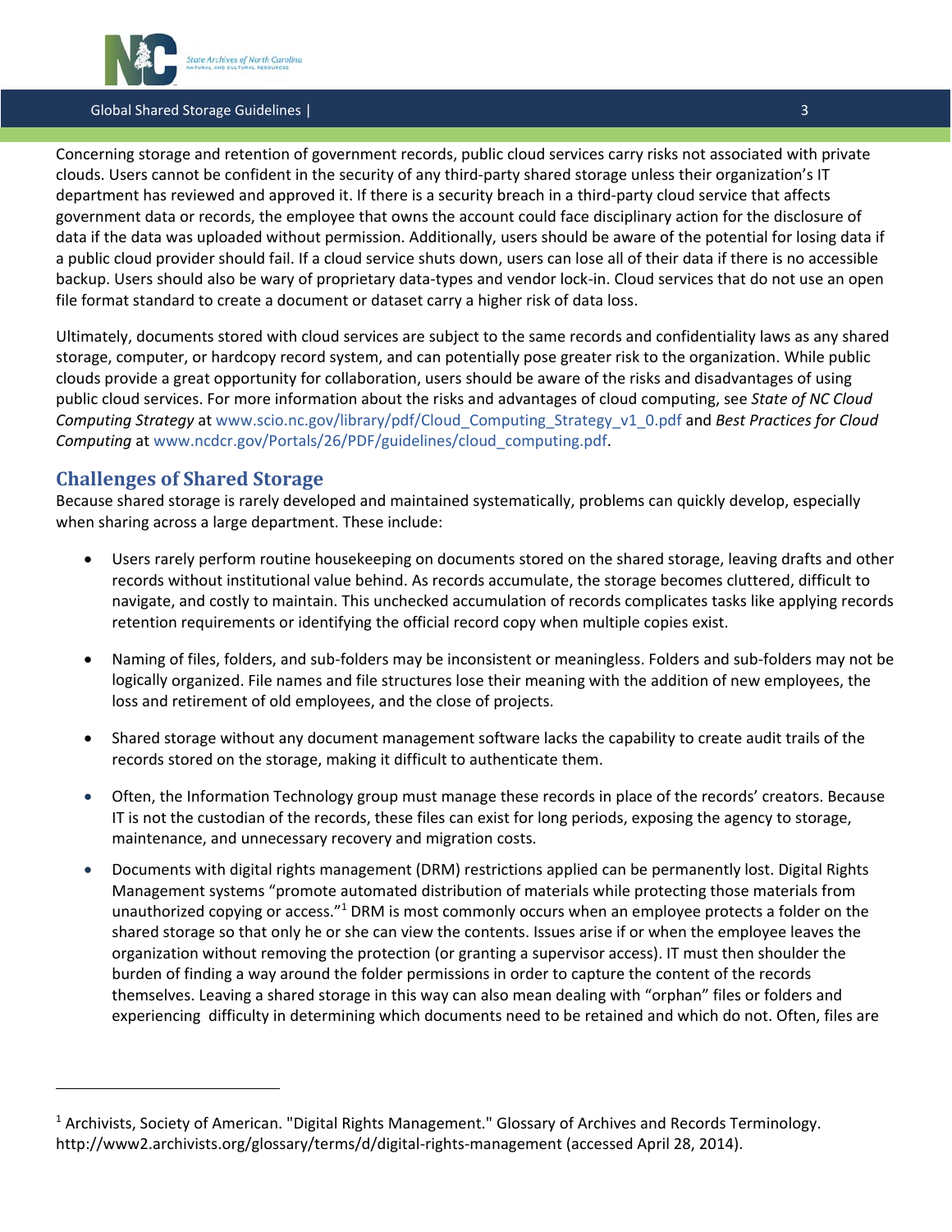Concerning storage and retention of government records, public cloud services carry risks not associated with private clouds. Users cannot be confident in the security of any third-party shared storage unless their organization's IT department has reviewed and approved it. If there is a security breach in a third-party cloud service that affects government data or records, the employee that owns the account could face disciplinary action for the disclosure of data if the data was uploaded without permission. Additionally, users should be aware of the potential for losing data if a public cloud provider should fail. If a cloud service shuts down, users can lose all of their data if there is no accessible backup. Users should also be wary of proprietary data-types and vendor lock-in. Cloud services that do not use an open file format standard to create a document or dataset carry a higher risk of data loss.

Ultimately, documents stored with cloud services are subject to the same records and confidentiality laws as any shared storage, computer, or hardcopy record system, and can potentially pose greater risk to the organization. While public clouds provide a great opportunity for collaboration, users should be aware of the risks and disadvantages of using public cloud services. For more information about the risks and advantages of cloud computing, see *State of NC Cloud Computing Strategy* at www.scio.nc.gov/library/pdf/Cloud_Computing_Strategy_v1_0.pdf and *Best Practices for Cloud Computing* at www.ncdcr.gov/Portals/26/PDF/guidelines/cloud_computing.pdf.

## Challenges of Shared Storage

Because shared storage is rarely developed and maintained systematically, problems can quickly develop, especially when sharing across a large department. These include:

- Users rarely perform routine housekeeping on documents stored on the shared storage, leaving drafts and other records without institutional value behind. As records accumulate, the storage becomes cluttered, difficult to navigate, and costly to maintain. This unchecked accumulation of records complicates tasks like applying records retention requirements or identifying the official record copy when multiple copies exist.

- Naming of files, folders, and sub-folders may be inconsistent or meaningless. Folders and sub-folders may not be logically organized. File names and file structures lose their meaning with the addition of new employees, the loss and retirement of old employees, and the close of projects.

- Shared storage without any document management software lacks the capability to create audit trails of the records stored on the storage, making it difficult to authenticate them.

- Often, the Information Technology group must manage these records in place of the records' creators. Because IT is not the custodian of the records, these files can exist for long periods, exposing the agency to storage, maintenance, and unnecessary recovery and migration costs.

- Documents with digital rights management (DRM) restrictions applied can be permanently lost. Digital Rights Management systems "promote automated distribution of materials while protecting those materials from unauthorized copying or access."[1] DRM is most commonly occurs when an employee protects a folder on the shared storage so that only he or she can view the contents. Issues arise if or when the employee leaves the organization without removing the protection (or granting a supervisor access). IT must then shoulder the burden of finding a way around the folder permissions in order to capture the content of the records themselves. Leaving a shared storage in this way can also mean dealing with "orphan" files or folders and experiencing difficulty in determining which documents need to be retained and which do not. Often, files are

---

[1] Archivists, Society of American. "Digital Rights Management." Glossary of Archives and Records Terminology. http://www2.archivists.org/glossary/terms/d/digital-rights-management (accessed April 28, 2014).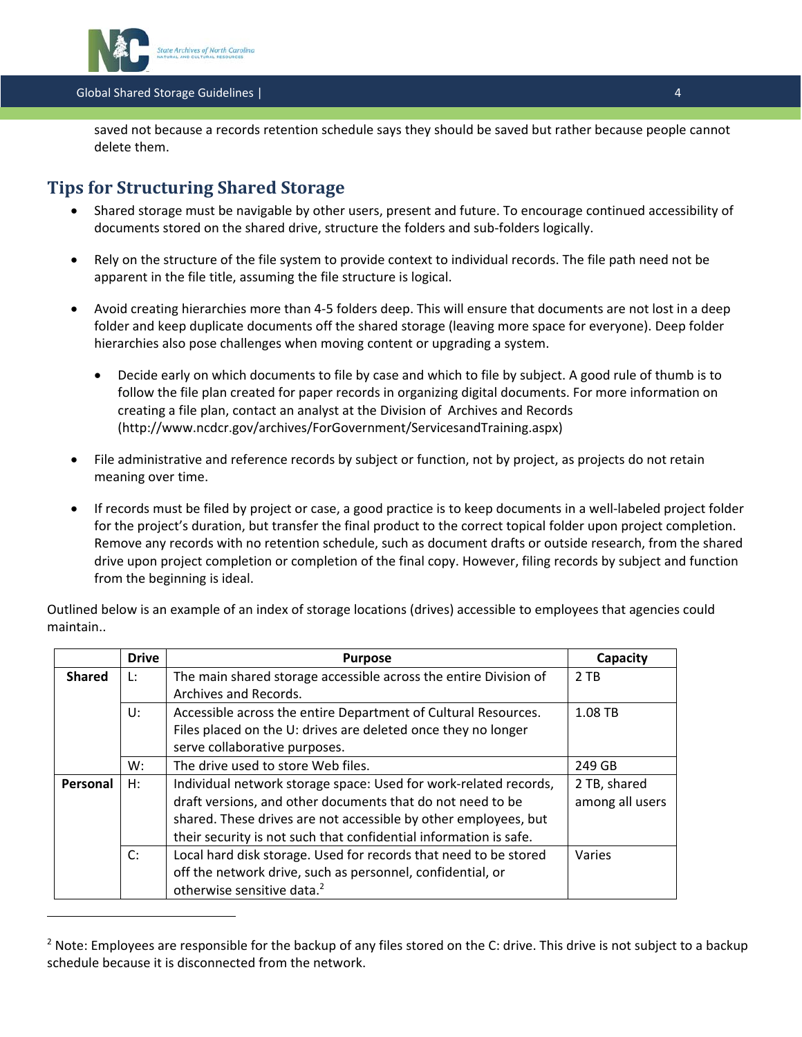saved not because a records retention schedule says they should be saved but rather because people cannot delete them.

## Tips for Structuring Shared Storage

- Shared storage must be navigable by other users, present and future. To encourage continued accessibility of documents stored on the shared drive, structure the folders and sub-folders logically.

- Rely on the structure of the file system to provide context to individual records. The file path need not be apparent in the file title, assuming the file structure is logical.

- Avoid creating hierarchies more than 4-5 folders deep. This will ensure that documents are not lost in a deep folder and keep duplicate documents off the shared storage (leaving more space for everyone). Deep folder hierarchies also pose challenges when moving content or upgrading a system.

  - Decide early on which documents to file by case and which to file by subject. A good rule of thumb is to follow the file plan created for paper records in organizing digital documents. For more information on creating a file plan, contact an analyst at the Division of Archives and Records (http://www.ncdcr.gov/archives/ForGovernment/ServicesandTraining.aspx)

- File administrative and reference records by subject or function, not by project, as projects do not retain meaning over time.

- If records must be filed by project or case, a good practice is to keep documents in a well-labeled project folder for the project's duration, but transfer the final product to the correct topical folder upon project completion. Remove any records with no retention schedule, such as document drafts or outside research, from the shared drive upon project completion or completion of the final copy. However, filing records by subject and function from the beginning is ideal.

Outlined below is an example of an index of storage locations (drives) accessible to employees that agencies could maintain..

| | Drive | Purpose | Capacity |
|---|---|---|---|
| **Shared** | L: | The main shared storage accessible across the entire Division of Archives and Records. | 2 TB |
| | U: | Accessible across the entire Department of Cultural Resources. Files placed on the U: drives are deleted once they no longer serve collaborative purposes. | 1.08 TB |
| | W: | The drive used to store Web files. | 249 GB |
| **Personal** | H: | Individual network storage space: Used for work-related records, draft versions, and other documents that do not need to be shared. These drives are not accessible by other employees, but their security is not such that confidential information is safe. | 2 TB, shared among all users |
| | C: | Local hard disk storage. Used for records that need to be stored off the network drive, such as personnel, confidential, or otherwise sensitive data.[2] | Varies |

[2] Note: Employees are responsible for the backup of any files stored on the C: drive. This drive is not subject to a backup schedule because it is disconnected from the network.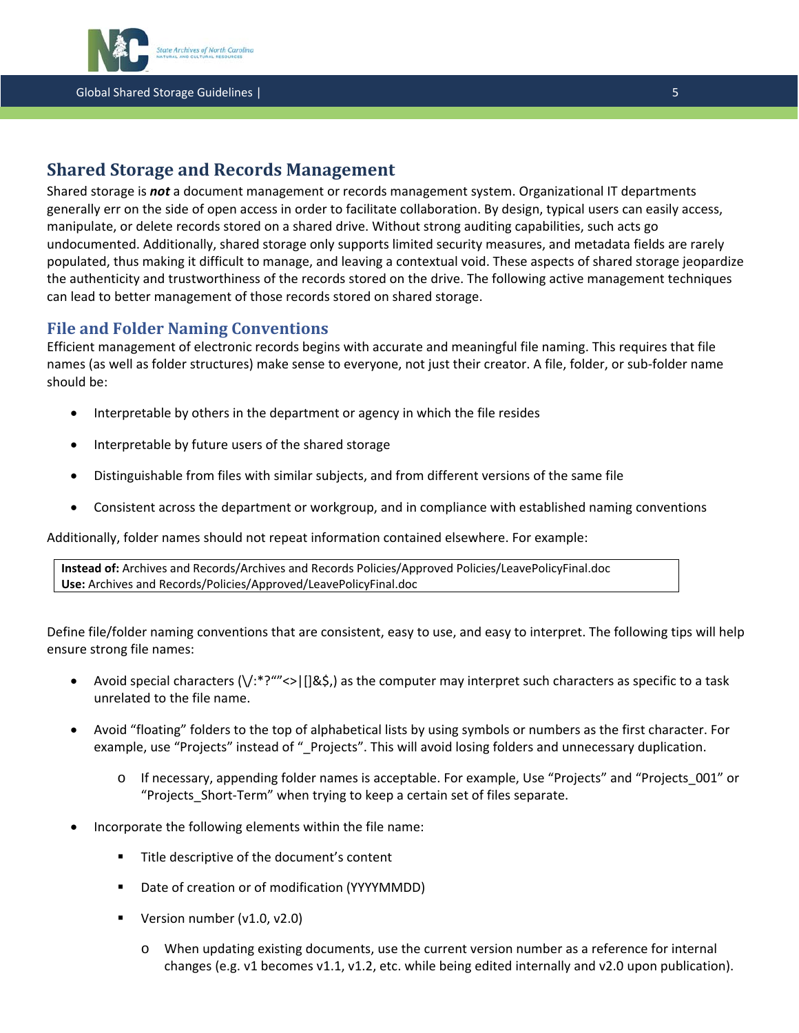## Shared Storage and Records Management

Shared storage is ***not*** a document management or records management system. Organizational IT departments generally err on the side of open access in order to facilitate collaboration. By design, typical users can easily access, manipulate, or delete records stored on a shared drive. Without strong auditing capabilities, such acts go undocumented. Additionally, shared storage only supports limited security measures, and metadata fields are rarely populated, thus making it difficult to manage, and leaving a contextual void. These aspects of shared storage jeopardize the authenticity and trustworthiness of the records stored on the drive. The following active management techniques can lead to better management of those records stored on shared storage.

### File and Folder Naming Conventions

Efficient management of electronic records begins with accurate and meaningful file naming. This requires that file names (as well as folder structures) make sense to everyone, not just their creator. A file, folder, or sub-folder name should be:

- Interpretable by others in the department or agency in which the file resides
- Interpretable by future users of the shared storage
- Distinguishable from files with similar subjects, and from different versions of the same file
- Consistent across the department or workgroup, and in compliance with established naming conventions

Additionally, folder names should not repeat information contained elsewhere. For example:

**Instead of:** Archives and Records/Archives and Records Policies/Approved Policies/LeavePolicyFinal.doc
**Use:** Archives and Records/Policies/Approved/LeavePolicyFinal.doc

Define file/folder naming conventions that are consistent, easy to use, and easy to interpret. The following tips will help ensure strong file names:

- Avoid special characters (\/:*?“”<>|[]&$,) as the computer may interpret such characters as specific to a task unrelated to the file name.
- Avoid “floating” folders to the top of alphabetical lists by using symbols or numbers as the first character. For example, use “Projects” instead of “_Projects”. This will avoid losing folders and unnecessary duplication.
  - If necessary, appending folder names is acceptable. For example, Use “Projects” and “Projects_001” or “Projects_Short-Term” when trying to keep a certain set of files separate.
- Incorporate the following elements within the file name:
  - Title descriptive of the document’s content
  - Date of creation or of modification (YYYYMMDD)
  - Version number (v1.0, v2.0)
    - When updating existing documents, use the current version number as a reference for internal changes (e.g. v1 becomes v1.1, v1.2, etc. while being edited internally and v2.0 upon publication).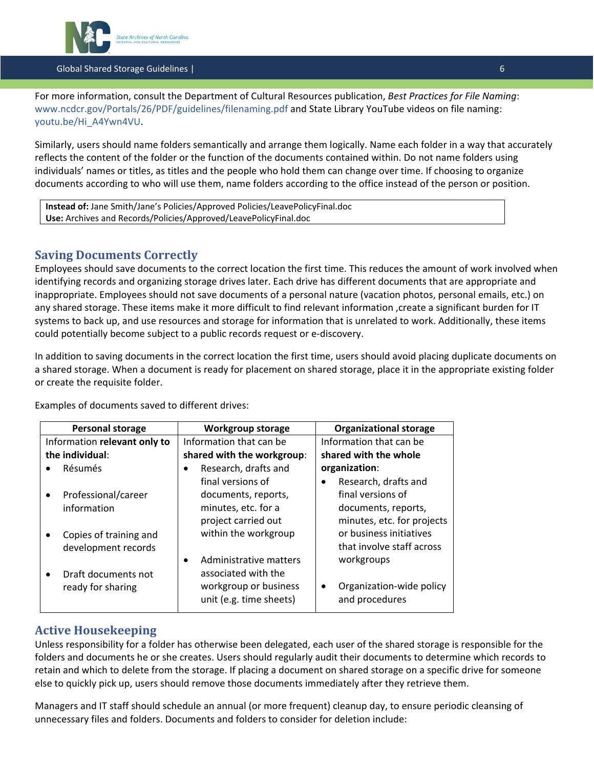For more information, consult the Department of Cultural Resources publication, *Best Practices for File Naming*: www.ncdcr.gov/Portals/26/PDF/guidelines/filenaming.pdf and State Library YouTube videos on file naming: youtu.be/Hi_A4Ywn4VU.

Similarly, users should name folders semantically and arrange them logically. Name each folder in a way that accurately reflects the content of the folder or the function of the documents contained within. Do not name folders using individuals' names or titles, as titles and the people who hold them can change over time. If choosing to organize documents according to who will use them, name folders according to the office instead of the person or position.

**Instead of:** Jane Smith/Jane's Policies/Approved Policies/LeavePolicyFinal.doc
**Use:** Archives and Records/Policies/Approved/LeavePolicyFinal.doc

## Saving Documents Correctly

Employees should save documents to the correct location the first time. This reduces the amount of work involved when identifying records and organizing storage drives later. Each drive has different documents that are appropriate and inappropriate. Employees should not save documents of a personal nature (vacation photos, personal emails, etc.) on any shared storage. These items make it more difficult to find relevant information ,create a significant burden for IT systems to back up, and use resources and storage for information that is unrelated to work. Additionally, these items could potentially become subject to a public records request or e-discovery.

In addition to saving documents in the correct location the first time, users should avoid placing duplicate documents on a shared storage. When a document is ready for placement on shared storage, place it in the appropriate existing folder or create the requisite folder.

Examples of documents saved to different drives:

| Personal storage | Workgroup storage | Organizational storage |
|---|---|---|
| Information **relevant only to the individual**:<br>• Résumés<br>• Professional/career information<br>• Copies of training and development records<br>• Draft documents not ready for sharing | Information that can be **shared with the workgroup**:<br>• Research, drafts and final versions of documents, reports, minutes, etc. for a project carried out within the workgroup<br>• Administrative matters associated with the workgroup or business unit (e.g. time sheets) | Information that can be **shared with the whole organization**:<br>• Research, drafts and final versions of documents, reports, minutes, etc. for projects or business initiatives that involve staff across workgroups<br>• Organization-wide policy and procedures |

## Active Housekeeping

Unless responsibility for a folder has otherwise been delegated, each user of the shared storage is responsible for the folders and documents he or she creates. Users should regularly audit their documents to determine which records to retain and which to delete from the storage. If placing a document on shared storage on a specific drive for someone else to quickly pick up, users should remove those documents immediately after they retrieve them.

Managers and IT staff should schedule an annual (or more frequent) cleanup day, to ensure periodic cleansing of unnecessary files and folders. Documents and folders to consider for deletion include: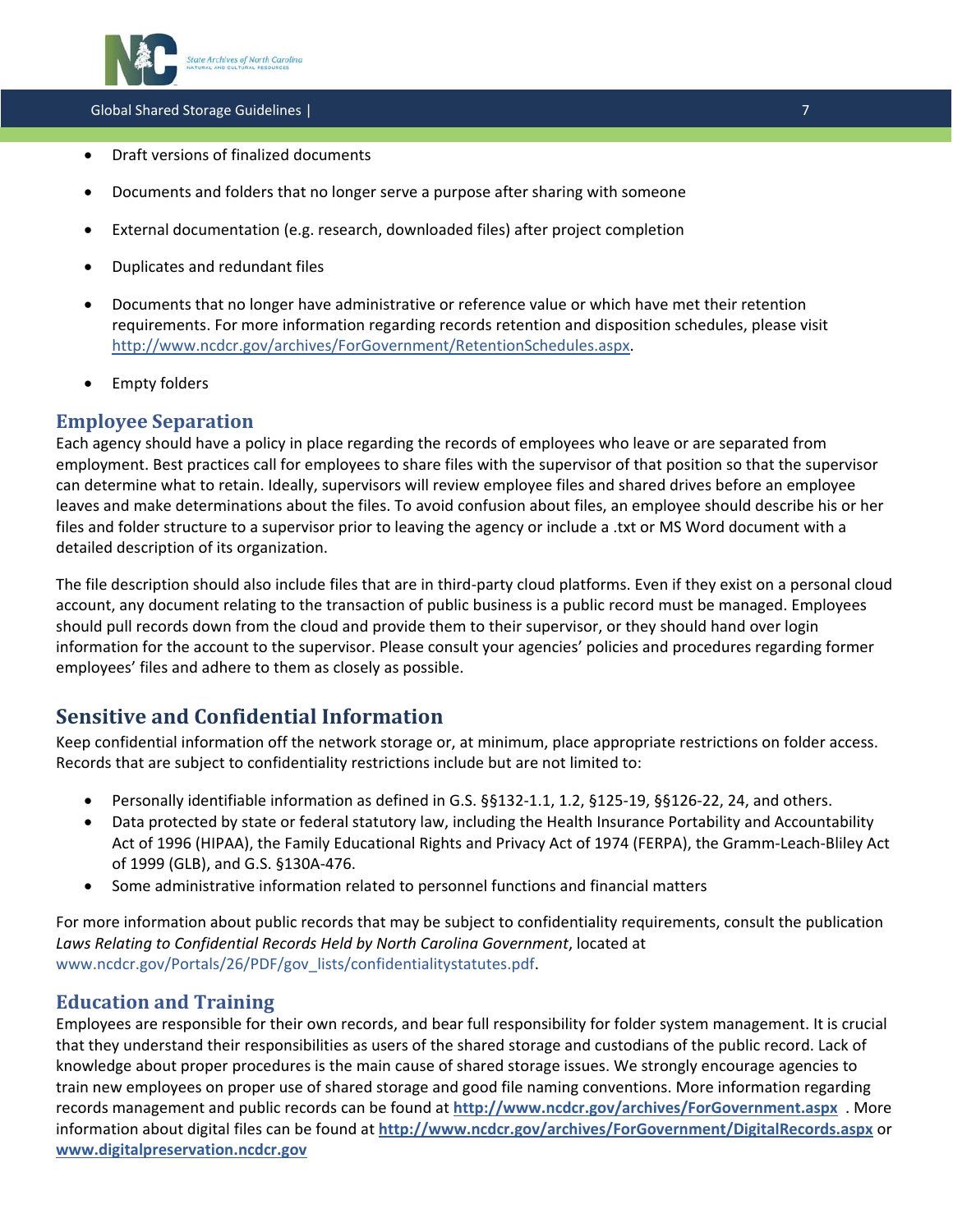- Draft versions of finalized documents
- Documents and folders that no longer serve a purpose after sharing with someone
- External documentation (e.g. research, downloaded files) after project completion
- Duplicates and redundant files
- Documents that no longer have administrative or reference value or which have met their retention requirements. For more information regarding records retention and disposition schedules, please visit http://www.ncdcr.gov/archives/ForGovernment/RetentionSchedules.aspx.
- Empty folders

### Employee Separation

Each agency should have a policy in place regarding the records of employees who leave or are separated from employment. Best practices call for employees to share files with the supervisor of that position so that the supervisor can determine what to retain. Ideally, supervisors will review employee files and shared drives before an employee leaves and make determinations about the files. To avoid confusion about files, an employee should describe his or her files and folder structure to a supervisor prior to leaving the agency or include a .txt or MS Word document with a detailed description of its organization.

The file description should also include files that are in third-party cloud platforms. Even if they exist on a personal cloud account, any document relating to the transaction of public business is a public record must be managed. Employees should pull records down from the cloud and provide them to their supervisor, or they should hand over login information for the account to the supervisor. Please consult your agencies' policies and procedures regarding former employees' files and adhere to them as closely as possible.

## Sensitive and Confidential Information

Keep confidential information off the network storage or, at minimum, place appropriate restrictions on folder access. Records that are subject to confidentiality restrictions include but are not limited to:

- Personally identifiable information as defined in G.S. §§132-1.1, 1.2, §125-19, §§126-22, 24, and others.
- Data protected by state or federal statutory law, including the Health Insurance Portability and Accountability Act of 1996 (HIPAA), the Family Educational Rights and Privacy Act of 1974 (FERPA), the Gramm-Leach-Bliley Act of 1999 (GLB), and G.S. §130A-476.
- Some administrative information related to personnel functions and financial matters

For more information about public records that may be subject to confidentiality requirements, consult the publication *Laws Relating to Confidential Records Held by North Carolina Government*, located at www.ncdcr.gov/Portals/26/PDF/gov_lists/confidentialitystatutes.pdf.

### Education and Training

Employees are responsible for their own records, and bear full responsibility for folder system management. It is crucial that they understand their responsibilities as users of the shared storage and custodians of the public record. Lack of knowledge about proper procedures is the main cause of shared storage issues. We strongly encourage agencies to train new employees on proper use of shared storage and good file naming conventions. More information regarding records management and public records can be found at **http://www.ncdcr.gov/archives/ForGovernment.aspx** . More information about digital files can be found at **http://www.ncdcr.gov/archives/ForGovernment/DigitalRecords.aspx** or **www.digitalpreservation.ncdcr.gov**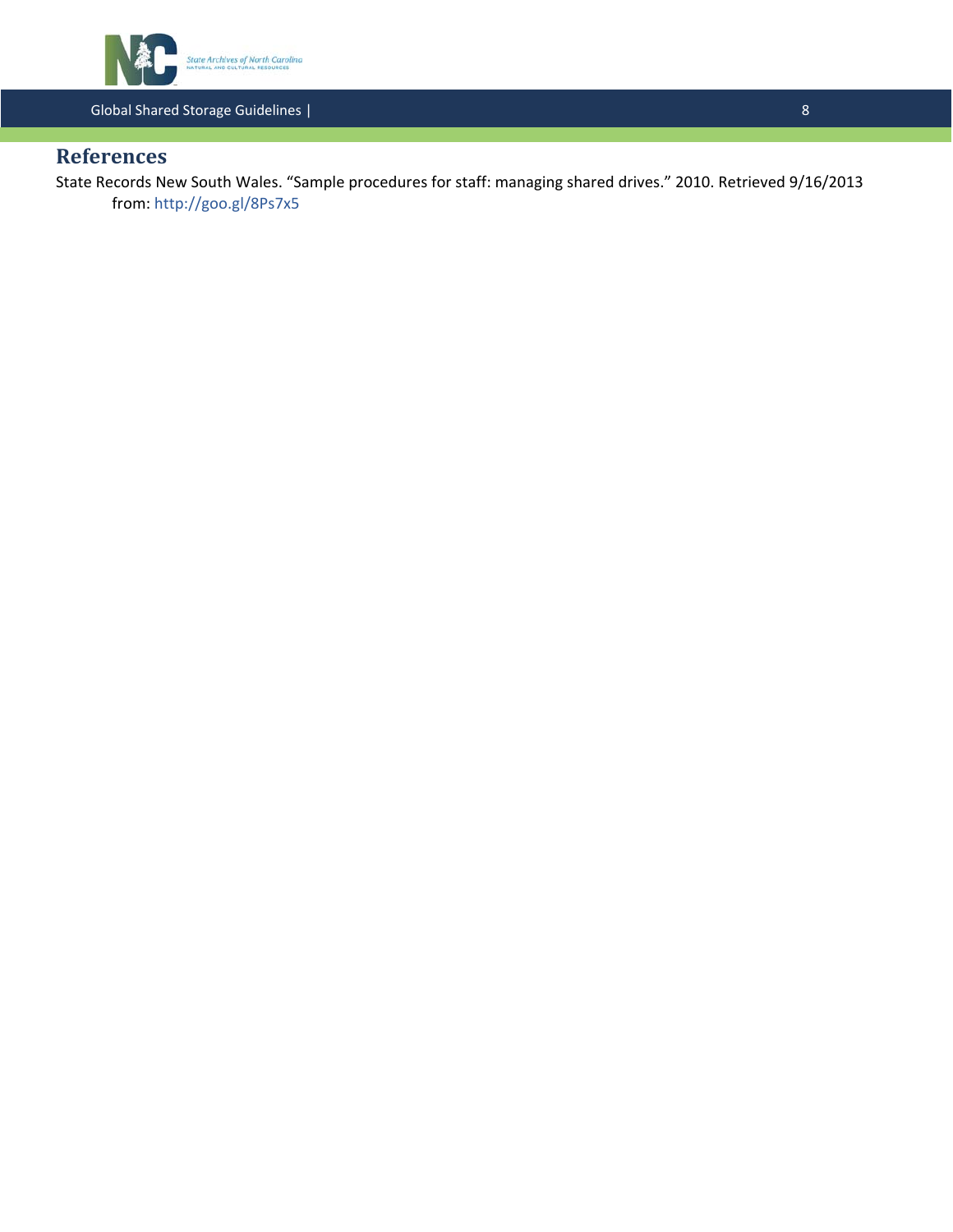## References

State Records New South Wales. “Sample procedures for staff: managing shared drives.” 2010. Retrieved 9/16/2013 from: http://goo.gl/8Ps7x5